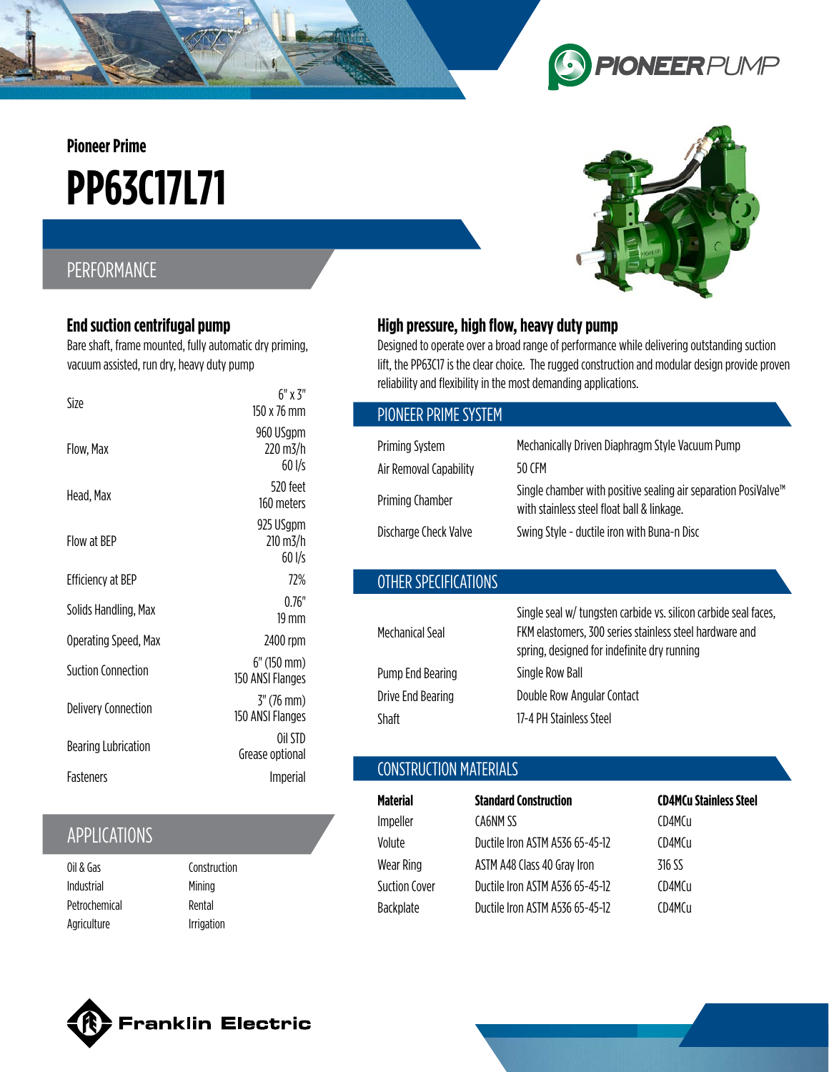**Pioneer Prime**

# PP63C17L71

## PERFORMANCE

### End suction centrifugal pump

Bare shaft, frame mounted, fully automatic dry priming, vacuum assisted, run dry, heavy duty pump

| | |
|---|---|
| Size | 6" x 3"<br>150 x 76 mm |
| Flow, Max | 960 USgpm<br>220 m3/h<br>60 l/s |
| Head, Max | 520 feet<br>160 meters |
| Flow at BEP | 925 USgpm<br>210 m3/h<br>60 l/s |
| Efficiency at BEP | 72% |
| Solids Handling, Max | 0.76"<br>19 mm |
| Operating Speed, Max | 2400 rpm |
| Suction Connection | 6" (150 mm)<br>150 ANSI Flanges |
| Delivery Connection | 3" (76 mm)<br>150 ANSI Flanges |
| Bearing Lubrication | Oil STD<br>Grease optional |
| Fasteners | Imperial |

## APPLICATIONS

| | |
|---|---|
| Oil & Gas | Construction |
| Industrial | Mining |
| Petrochemical | Rental |
| Agriculture | Irrigation |

### High pressure, high flow, heavy duty pump

Designed to operate over a broad range of performance while delivering outstanding suction lift, the PP63C17 is the clear choice. The rugged construction and modular design provide proven reliability and flexibility in the most demanding applications.

## PIONEER PRIME SYSTEM

| | |
|---|---|
| Priming System | Mechanically Driven Diaphragm Style Vacuum Pump |
| Air Removal Capability | 50 CFM |
| Priming Chamber | Single chamber with positive sealing air separation PosiValve™ with stainless steel float ball & linkage. |
| Discharge Check Valve | Swing Style - ductile iron with Buna-n Disc |

## OTHER SPECIFICATIONS

| | |
|---|---|
| Mechanical Seal | Single seal w/ tungsten carbide vs. silicon carbide seal faces, FKM elastomers, 300 series stainless steel hardware and spring, designed for indefinite dry running |
| Pump End Bearing | Single Row Ball |
| Drive End Bearing | Double Row Angular Contact |
| Shaft | 17-4 PH Stainless Steel |

## CONSTRUCTION MATERIALS

| Material | Standard Construction | CD4MCu Stainless Steel |
|---|---|---|
| Impeller | CA6NM SS | CD4MCu |
| Volute | Ductile Iron ASTM A536 65-45-12 | CD4MCu |
| Wear Ring | ASTM A48 Class 40 Gray Iron | 316 SS |
| Suction Cover | Ductile Iron ASTM A536 65-45-12 | CD4MCu |
| Backplate | Ductile Iron ASTM A536 65-45-12 | CD4MCu |

Franklin Electric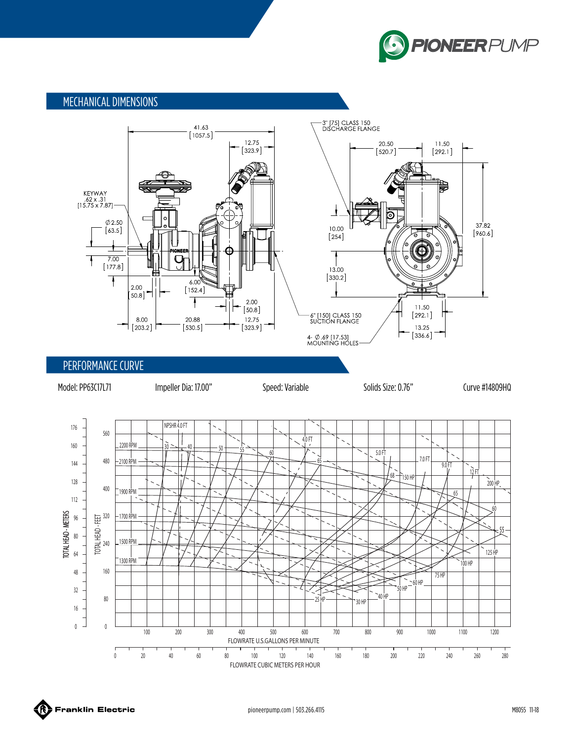## MECHANICAL DIMENSIONS

41.63 [1057.5]
12.75 [323.9]
KEYWAY .62 x .31 [15.75 x 7.87]
∅2.50 [63.5]
7.00 [177.8]
2.00 [50.8]
6.00 [152.4]
2.00 [50.8]
8.00 [203.2]
20.88 [530.5]
12.75 [323.9]
3" [75] CLASS 150 DISCHARGE FLANGE
20.50 [520.7]
11.50 [292.1]
10.00 [254]
13.00 [330.2]
37.82 [960.6]
6" [150] CLASS 150 SUCTION FLANGE
4- ∅ .69 [17.53] MOUNTING HOLES
11.50 [292.1]
13.25 [336.6]

## PERFORMANCE CURVE

Model: PP63C17L71 | Impeller Dia: 17.00" | Speed: Variable | Solids Size: 0.76" | Curve #14809HQ

TOTAL HEAD - METERS: 0, 16, 32, 48, 64, 80, 96, 112, 128, 144, 160, 176
TOTAL HEAD - FEET: 0, 80, 160, 240, 320, 400, 480, 560
FLOWRATE U.S.GALLONS PER MINUTE: 100, 200, 300, 400, 500, 600, 700, 800, 900, 1000, 1100, 1200
FLOWRATE CUBIC METERS PER HOUR: 0, 20, 40, 60, 80, 100, 120, 140, 160, 180, 200, 220, 240, 260, 280

2200 RPM
2100 RPM
1900 RPM
1700 RPM
1500 RPM
1300 RPM
NPSHR 4.0 FT
4.0 FT
5.0 FT
7.0 FT
9.0 FT
12 FT
30
40
50
55
60
65
68
65
60
55
200 HP
150 HP
125 HP
100 HP
75 HP
60 HP
50 HP
40 HP
30 HP
25 HP

pioneerpump.com | 503.266.4115

M8055 11-18